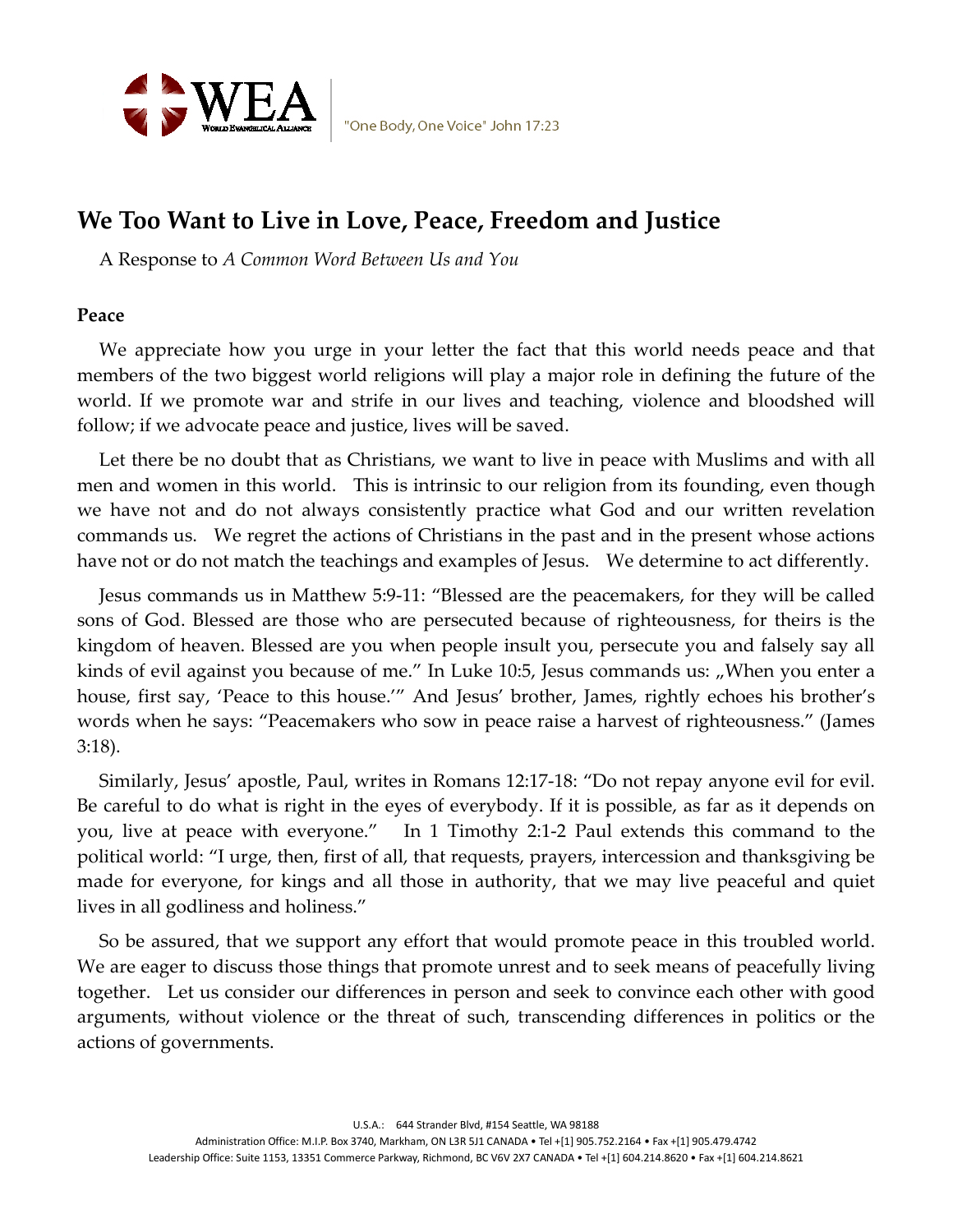# We Too Want to Live in Love, Peace, Freedom and Justice

A Response to *A Common Word Between Us and You*

## Peace

We appreciate how you urge in your letter the fact that this world needs peace and that members of the two biggest world religions will play a major role in defining the future of the world. If we promote war and strife in our lives and teaching, violence and bloodshed will follow; if we advocate peace and justice, lives will be saved.

Let there be no doubt that as Christians, we want to live in peace with Muslims and with all men and women in this world. This is intrinsic to our religion from its founding, even though we have not and do not always consistently practice what God and our written revelation commands us. We regret the actions of Christians in the past and in the present whose actions have not or do not match the teachings and examples of Jesus. We determine to act differently.

Jesus commands us in Matthew 5:9-11: "Blessed are the peacemakers, for they will be called sons of God. Blessed are those who are persecuted because of righteousness, for theirs is the kingdom of heaven. Blessed are you when people insult you, persecute you and falsely say all kinds of evil against you because of me." In Luke 10:5, Jesus commands us: „When you enter a house, first say, 'Peace to this house.'" And Jesus' brother, James, rightly echoes his brother's words when he says: "Peacemakers who sow in peace raise a harvest of righteousness." (James 3:18).

Similarly, Jesus' apostle, Paul, writes in Romans 12:17-18: "Do not repay anyone evil for evil. Be careful to do what is right in the eyes of everybody. If it is possible, as far as it depends on you, live at peace with everyone." In 1 Timothy 2:1-2 Paul extends this command to the political world: "I urge, then, first of all, that requests, prayers, intercession and thanksgiving be made for everyone, for kings and all those in authority, that we may live peaceful and quiet lives in all godliness and holiness."

So be assured, that we support any effort that would promote peace in this troubled world. We are eager to discuss those things that promote unrest and to seek means of peacefully living together. Let us consider our differences in person and seek to convince each other with good arguments, without violence or the threat of such, transcending differences in politics or the actions of governments.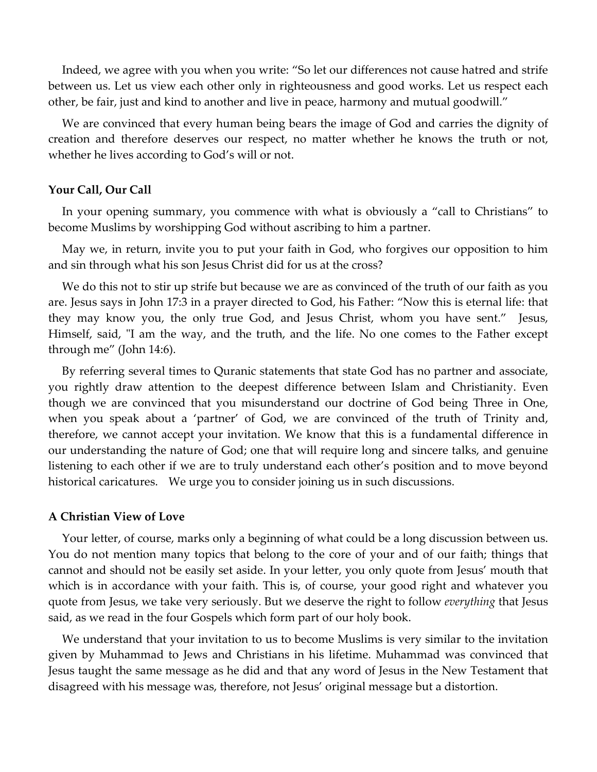Indeed, we agree with you when you write: "So let our differences not cause hatred and strife between us. Let us view each other only in righteousness and good works. Let us respect each other, be fair, just and kind to another and live in peace, harmony and mutual goodwill."

We are convinced that every human being bears the image of God and carries the dignity of creation and therefore deserves our respect, no matter whether he knows the truth or not, whether he lives according to God's will or not.

**Your Call, Our Call**

In your opening summary, you commence with what is obviously a "call to Christians" to become Muslims by worshipping God without ascribing to him a partner.

May we, in return, invite you to put your faith in God, who forgives our opposition to him and sin through what his son Jesus Christ did for us at the cross?

We do this not to stir up strife but because we are as convinced of the truth of our faith as you are. Jesus says in John 17:3 in a prayer directed to God, his Father: "Now this is eternal life: that they may know you, the only true God, and Jesus Christ, whom you have sent." Jesus, Himself, said, "I am the way, and the truth, and the life. No one comes to the Father except through me" (John 14:6).

By referring several times to Quranic statements that state God has no partner and associate, you rightly draw attention to the deepest difference between Islam and Christianity. Even though we are convinced that you misunderstand our doctrine of God being Three in One, when you speak about a 'partner' of God, we are convinced of the truth of Trinity and, therefore, we cannot accept your invitation. We know that this is a fundamental difference in our understanding the nature of God; one that will require long and sincere talks, and genuine listening to each other if we are to truly understand each other's position and to move beyond historical caricatures. We urge you to consider joining us in such discussions.

**A Christian View of Love**

Your letter, of course, marks only a beginning of what could be a long discussion between us. You do not mention many topics that belong to the core of your and of our faith; things that cannot and should not be easily set aside. In your letter, you only quote from Jesus' mouth that which is in accordance with your faith. This is, of course, your good right and whatever you quote from Jesus, we take very seriously. But we deserve the right to follow *everything* that Jesus said, as we read in the four Gospels which form part of our holy book.

We understand that your invitation to us to become Muslims is very similar to the invitation given by Muhammad to Jews and Christians in his lifetime. Muhammad was convinced that Jesus taught the same message as he did and that any word of Jesus in the New Testament that disagreed with his message was, therefore, not Jesus' original message but a distortion.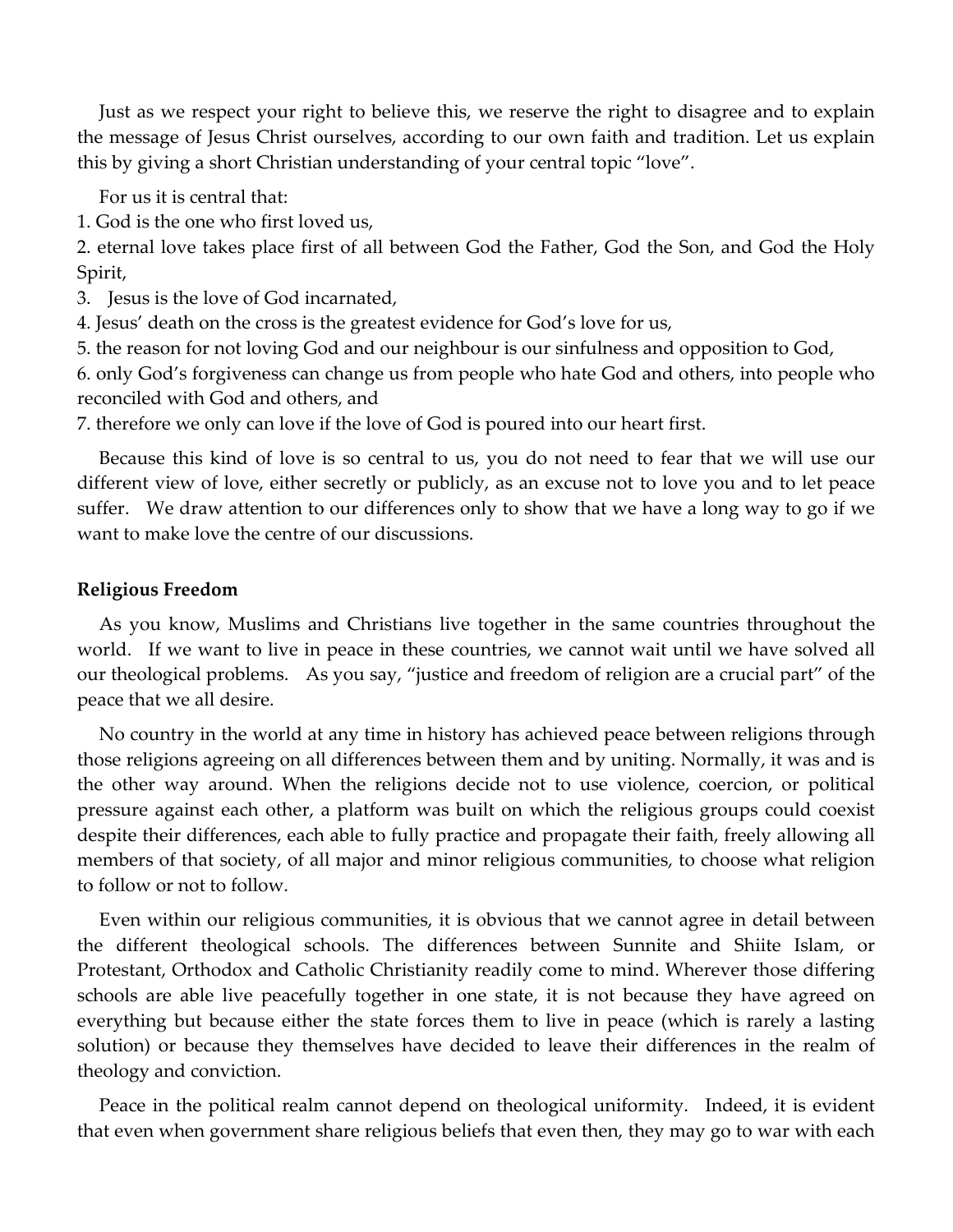Just as we respect your right to believe this, we reserve the right to disagree and to explain the message of Jesus Christ ourselves, according to our own faith and tradition. Let us explain this by giving a short Christian understanding of your central topic "love".

For us it is central that:

1. God is the one who first loved us,
2. eternal love takes place first of all between God the Father, God the Son, and God the Holy Spirit,
3. Jesus is the love of God incarnated,
4. Jesus' death on the cross is the greatest evidence for God's love for us,
5. the reason for not loving God and our neighbour is our sinfulness and opposition to God,
6. only God's forgiveness can change us from people who hate God and others, into people who reconciled with God and others, and
7. therefore we only can love if the love of God is poured into our heart first.

Because this kind of love is so central to us, you do not need to fear that we will use our different view of love, either secretly or publicly, as an excuse not to love you and to let peace suffer. We draw attention to our differences only to show that we have a long way to go if we want to make love the centre of our discussions.

**Religious Freedom**

As you know, Muslims and Christians live together in the same countries throughout the world. If we want to live in peace in these countries, we cannot wait until we have solved all our theological problems. As you say, "justice and freedom of religion are a crucial part" of the peace that we all desire.

No country in the world at any time in history has achieved peace between religions through those religions agreeing on all differences between them and by uniting. Normally, it was and is the other way around. When the religions decide not to use violence, coercion, or political pressure against each other, a platform was built on which the religious groups could coexist despite their differences, each able to fully practice and propagate their faith, freely allowing all members of that society, of all major and minor religious communities, to choose what religion to follow or not to follow.

Even within our religious communities, it is obvious that we cannot agree in detail between the different theological schools. The differences between Sunnite and Shiite Islam, or Protestant, Orthodox and Catholic Christianity readily come to mind. Wherever those differing schools are able live peacefully together in one state, it is not because they have agreed on everything but because either the state forces them to live in peace (which is rarely a lasting solution) or because they themselves have decided to leave their differences in the realm of theology and conviction.

Peace in the political realm cannot depend on theological uniformity. Indeed, it is evident that even when government share religious beliefs that even then, they may go to war with each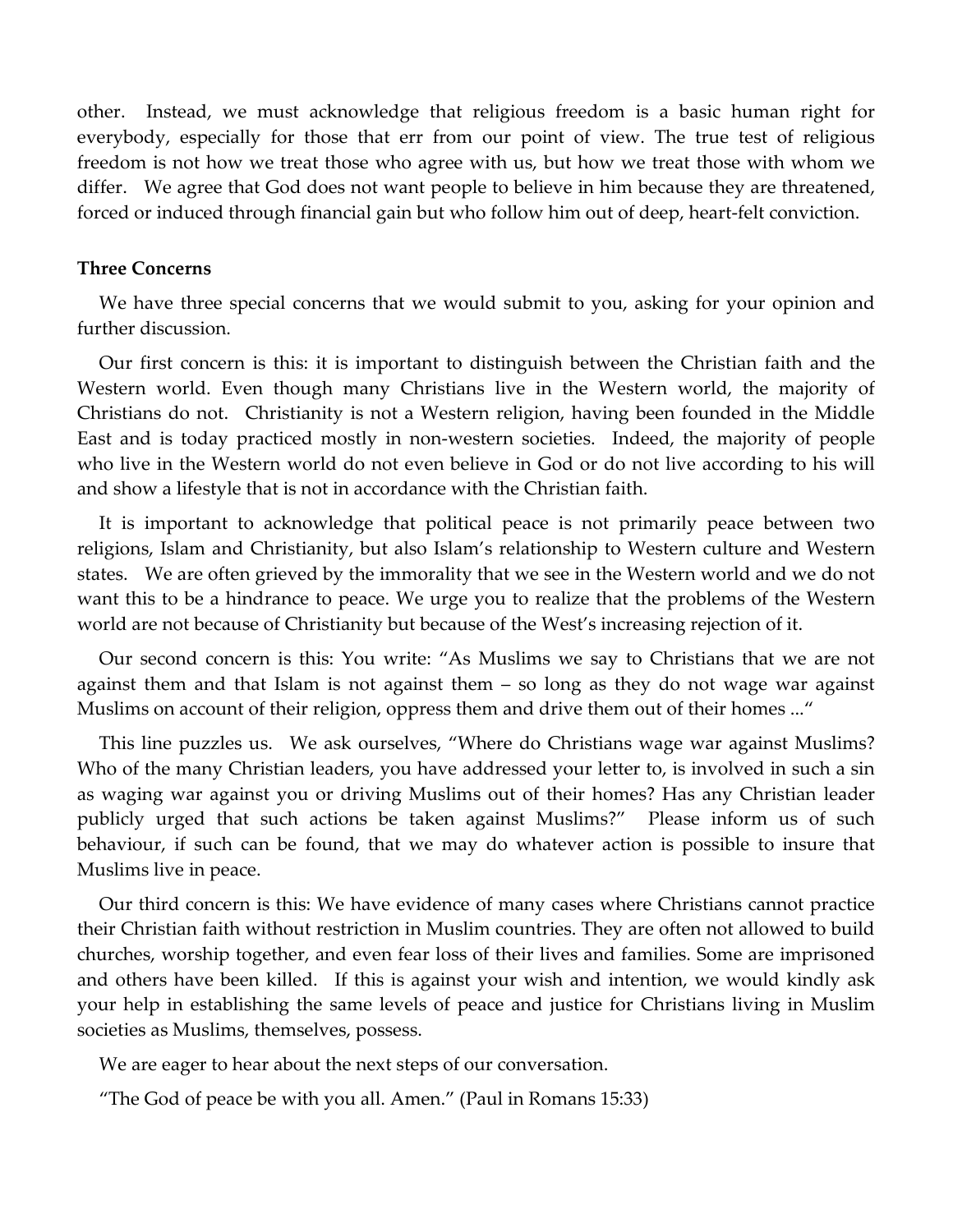other. Instead, we must acknowledge that religious freedom is a basic human right for everybody, especially for those that err from our point of view. The true test of religious freedom is not how we treat those who agree with us, but how we treat those with whom we differ. We agree that God does not want people to believe in him because they are threatened, forced or induced through financial gain but who follow him out of deep, heart-felt conviction.

**Three Concerns**

We have three special concerns that we would submit to you, asking for your opinion and further discussion.

Our first concern is this: it is important to distinguish between the Christian faith and the Western world. Even though many Christians live in the Western world, the majority of Christians do not. Christianity is not a Western religion, having been founded in the Middle East and is today practiced mostly in non-western societies. Indeed, the majority of people who live in the Western world do not even believe in God or do not live according to his will and show a lifestyle that is not in accordance with the Christian faith.

It is important to acknowledge that political peace is not primarily peace between two religions, Islam and Christianity, but also Islam's relationship to Western culture and Western states. We are often grieved by the immorality that we see in the Western world and we do not want this to be a hindrance to peace. We urge you to realize that the problems of the Western world are not because of Christianity but because of the West's increasing rejection of it.

Our second concern is this: You write: "As Muslims we say to Christians that we are not against them and that Islam is not against them – so long as they do not wage war against Muslims on account of their religion, oppress them and drive them out of their homes ..."

This line puzzles us. We ask ourselves, "Where do Christians wage war against Muslims? Who of the many Christian leaders, you have addressed your letter to, is involved in such a sin as waging war against you or driving Muslims out of their homes? Has any Christian leader publicly urged that such actions be taken against Muslims?" Please inform us of such behaviour, if such can be found, that we may do whatever action is possible to insure that Muslims live in peace.

Our third concern is this: We have evidence of many cases where Christians cannot practice their Christian faith without restriction in Muslim countries. They are often not allowed to build churches, worship together, and even fear loss of their lives and families. Some are imprisoned and others have been killed. If this is against your wish and intention, we would kindly ask your help in establishing the same levels of peace and justice for Christians living in Muslim societies as Muslims, themselves, possess.

We are eager to hear about the next steps of our conversation.

"The God of peace be with you all. Amen." (Paul in Romans 15:33)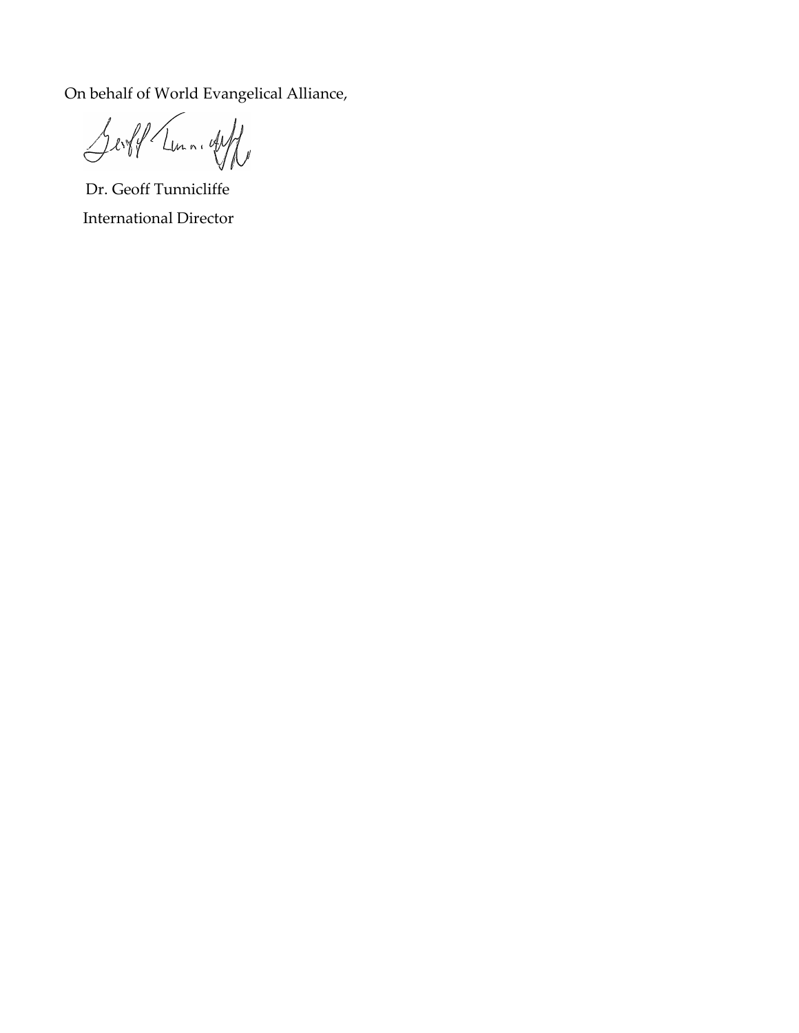On behalf of World Evangelical Alliance,

Dr. Geoff Tunnicliffe

International Director